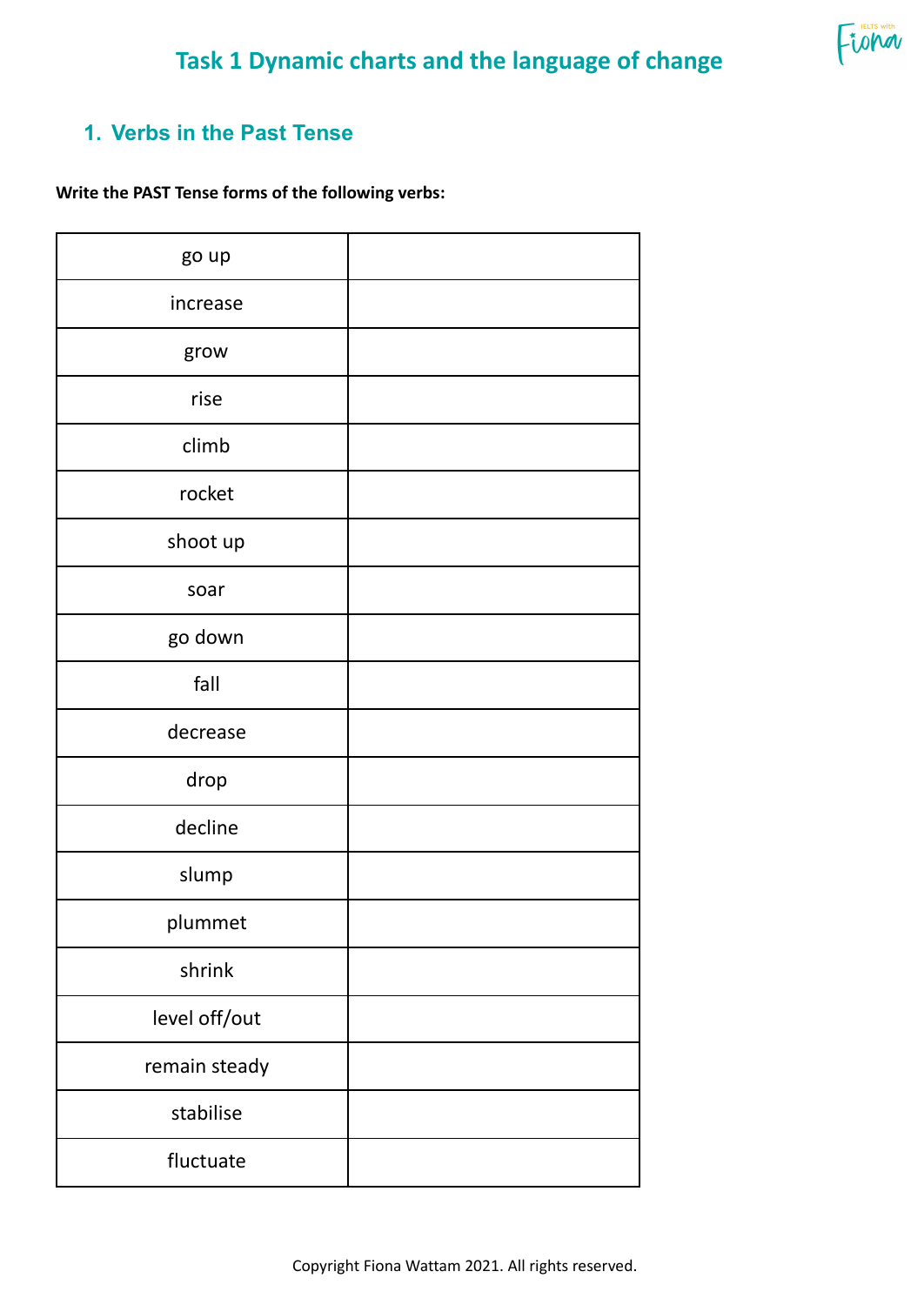# Task 1 Dynamic charts and the language of change

## 1. Verbs in the Past Tense

**Write the PAST Tense forms of the following verbs:**

| | |
|---|---|
| go up | |
| increase | |
| grow | |
| rise | |
| climb | |
| rocket | |
| shoot up | |
| soar | |
| go down | |
| fall | |
| decrease | |
| drop | |
| decline | |
| slump | |
| plummet | |
| shrink | |
| level off/out | |
| remain steady | |
| stabilise | |
| fluctuate | |

Copyright Fiona Wattam 2021. All rights reserved.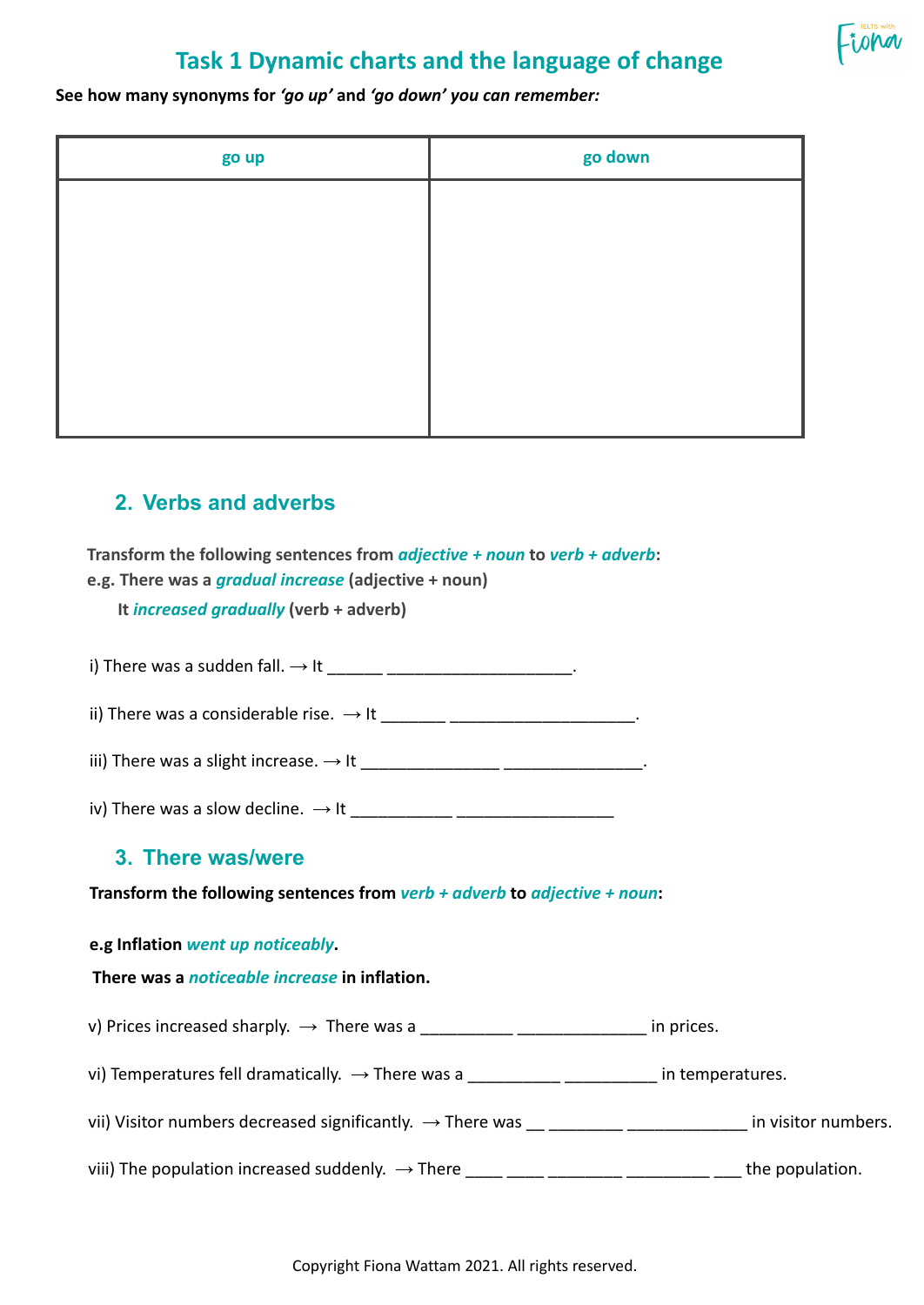# Task 1 Dynamic charts and the language of change

**See how many synonyms for *'go up'* and *'go down'* you can remember:**

| go up | go down |
| --- | --- |
| | |

## 2. Verbs and adverbs

**Transform the following sentences from *adjective + noun* to *verb + adverb*:**
**e.g. There was a *gradual increase* (adjective + noun)**

**It *increased gradually* (verb + adverb)**

i) There was a sudden fall. → It ______ ____________________.

ii) There was a considerable rise. → It _______ ____________________.

iii) There was a slight increase. → It _______________ _______________.

iv) There was a slow decline. → It ___________ _________________

## 3. There was/were

**Transform the following sentences from *verb + adverb* to *adjective + noun*:**

**e.g Inflation *went up noticeably*.**

**There was a *noticeable increase* in inflation.**

v) Prices increased sharply. → There was a __________ ______________ in prices.

vi) Temperatures fell dramatically. → There was a __________ __________ in temperatures.

vii) Visitor numbers decreased significantly. → There was __ ________ _____________ in visitor numbers.

viii) The population increased suddenly. → There ____ ____ ________ _________ ___ the population.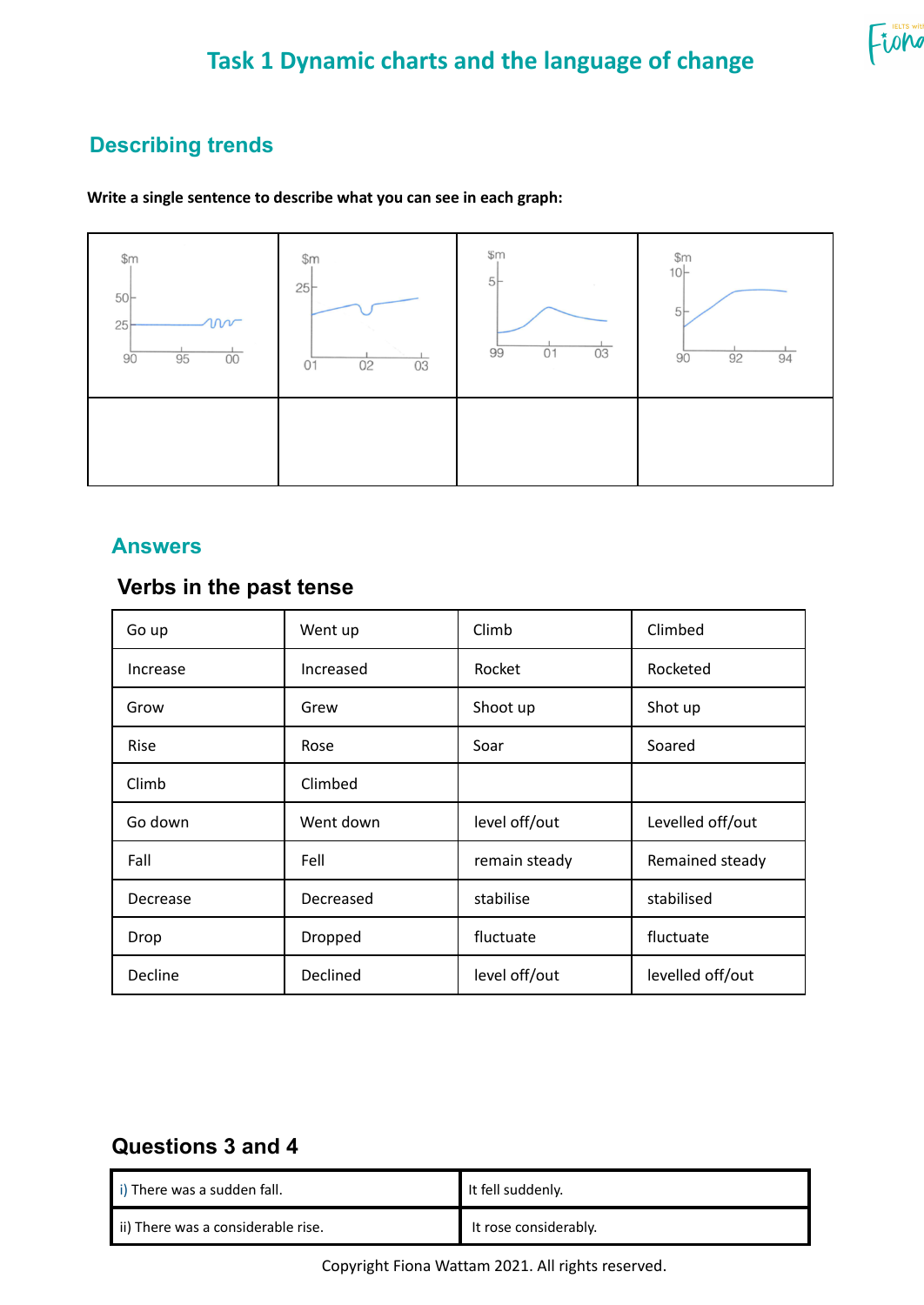## Task 1 Dynamic charts and the language of change

### Describing trends

**Write a single sentence to describe what you can see in each graph:**

| $m (90, 95, 00) | $m (01, 02, 03) | $m (99, 01, 03) | $m (90, 92, 94) |
|---|---|---|---|
| | | | |

### Answers

#### Verbs in the past tense

| Go up | Went up | Climb | Climbed |
|---|---|---|---|
| Increase | Increased | Rocket | Rocketed |
| Grow | Grew | Shoot up | Shot up |
| Rise | Rose | Soar | Soared |
| Climb | Climbed | | |
| Go down | Went down | level off/out | Levelled off/out |
| Fall | Fell | remain steady | Remained steady |
| Decrease | Decreased | stabilise | stabilised |
| Drop | Dropped | fluctuate | fluctuate |
| Decline | Declined | level off/out | levelled off/out |

#### Questions 3 and 4

| i) There was a sudden fall. | It fell suddenly. |
|---|---|
| ii) There was a considerable rise. | It rose considerably. |

Copyright Fiona Wattam 2021. All rights reserved.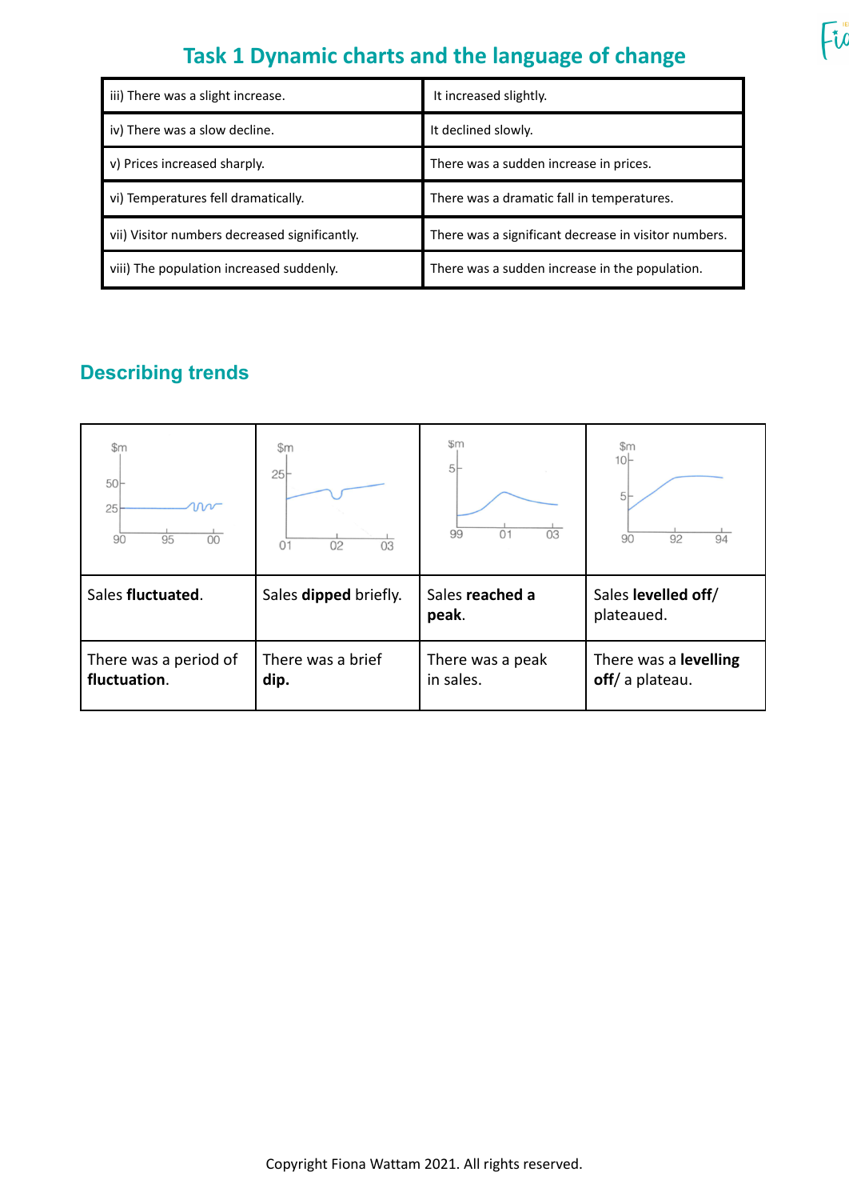## Task 1 Dynamic charts and the language of change

| | |
|---|---|
| iii) There was a slight increase. | It increased slightly. |
| iv) There was a slow decline. | It declined slowly. |
| v) Prices increased sharply. | There was a sudden increase in prices. |
| vi) Temperatures fell dramatically. | There was a dramatic fall in temperatures. |
| vii) Visitor numbers decreased significantly. | There was a significant decrease in visitor numbers. |
| viii) The population increased suddenly. | There was a sudden increase in the population. |

## Describing trends

$m
50
25
90 95 00

$m
25
01 02 03

$m
5
99 01 03

$m
10
5
90 92 94

| | | | |
|---|---|---|---|
| Sales **fluctuated**. | Sales **dipped** briefly. | Sales **reached a peak**. | Sales **levelled off**/ plateaued. |
| There was a period of **fluctuation**. | There was a brief **dip.** | There was a peak in sales. | There was a **levelling off**/ a plateau. |

Copyright Fiona Wattam 2021. All rights reserved.